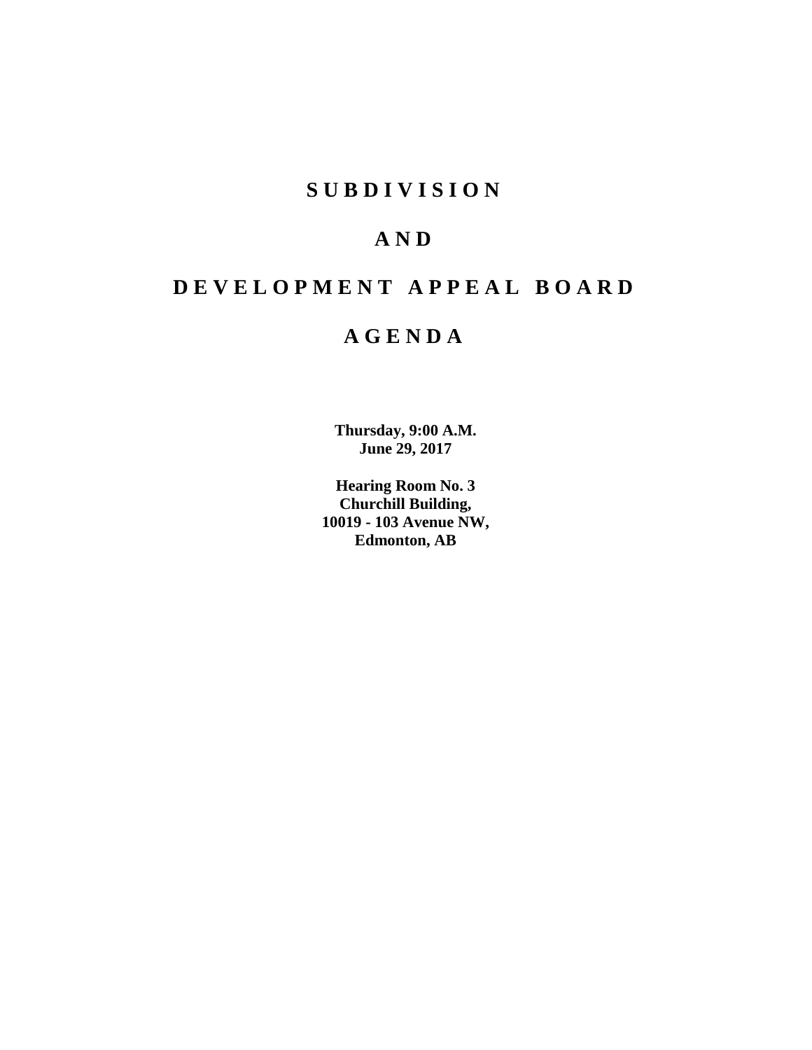# SUBDIVISION

# AND

# DEVELOPMENT APPEAL BOARD

# AGENDA

**Thursday, 9:00 A.M.**
**June 29, 2017**

**Hearing Room No. 3**
**Churchill Building,**
**10019 - 103 Avenue NW,**
**Edmonton, AB**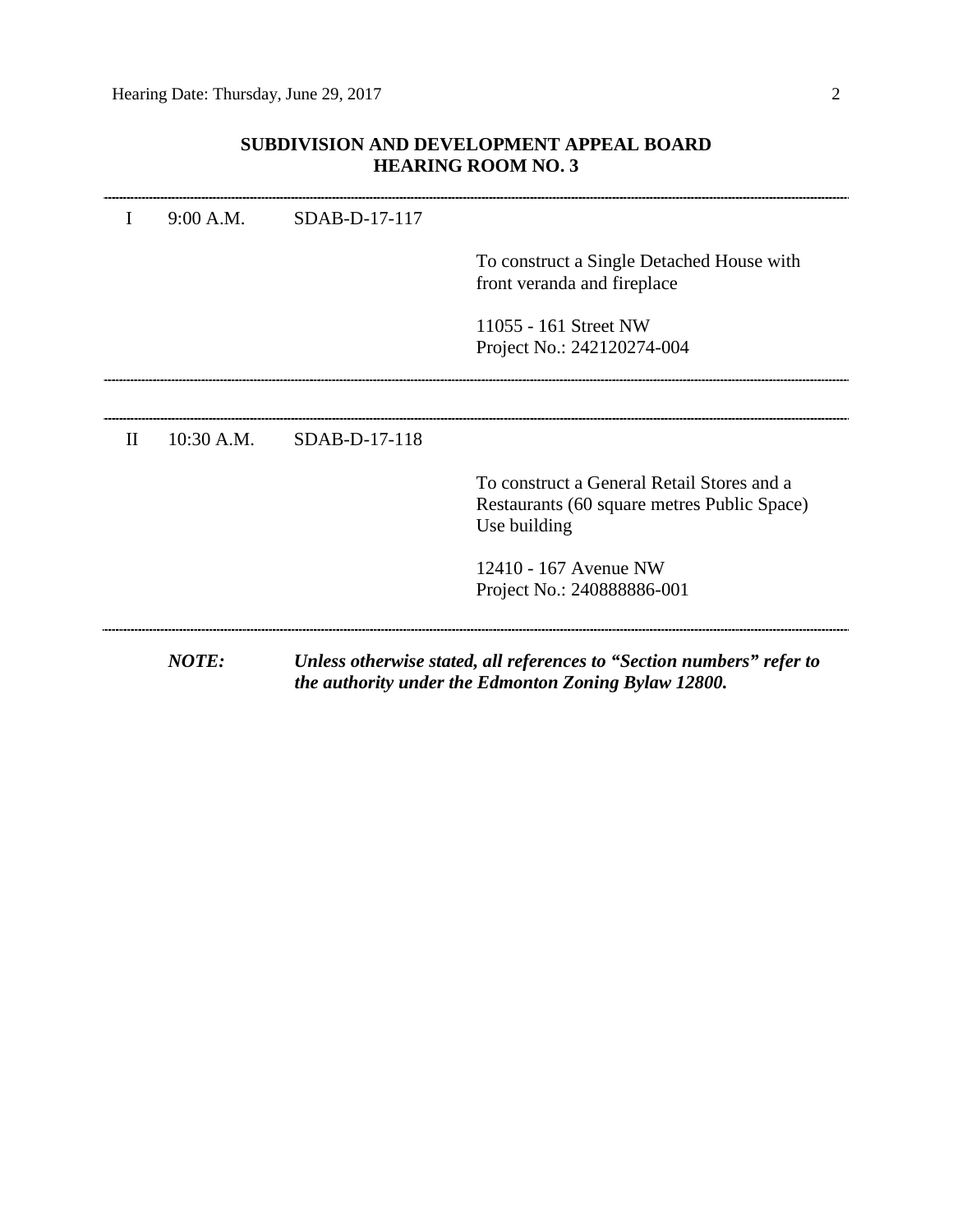## SUBDIVISION AND DEVELOPMENT APPEAL BOARD
## HEARING ROOM NO. 3

---

| | | | |
|---|---|---|---|
| I | 9:00 A.M. | SDAB-D-17-117 | |
| | | | To construct a Single Detached House with front veranda and fireplace |
| | | | 11055 - 161 Street NW<br>Project No.: 242120274-004 |

---

| | | | |
|---|---|---|---|
| II | 10:30 A.M. | SDAB-D-17-118 | |
| | | | To construct a General Retail Stores and a Restaurants (60 square metres Public Space) Use building |
| | | | 12410 - 167 Avenue NW<br>Project No.: 240888886-001 |

---

***NOTE:*** ***Unless otherwise stated, all references to "Section numbers" refer to the authority under the Edmonton Zoning Bylaw 12800.***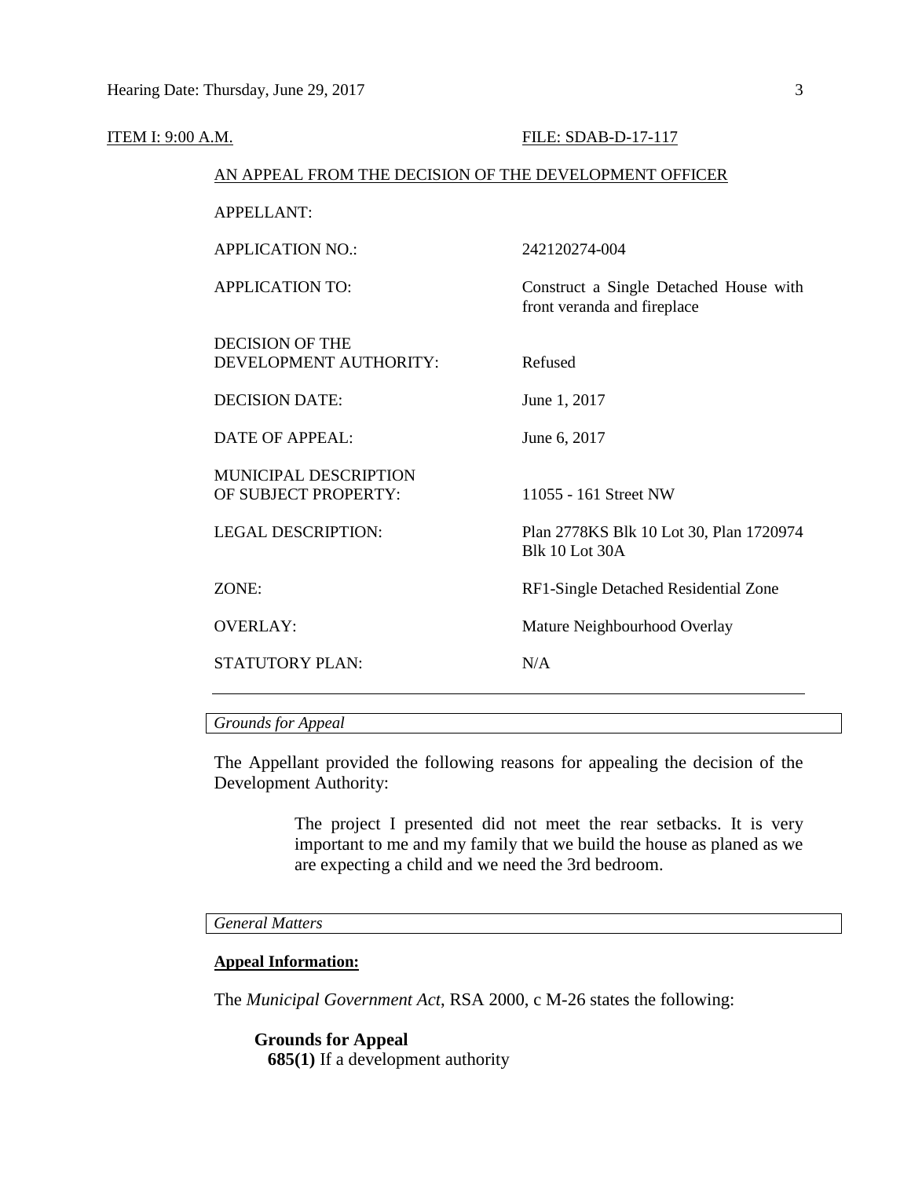ITEM I: 9:00 A.M. FILE: SDAB-D-17-117

AN APPEAL FROM THE DECISION OF THE DEVELOPMENT OFFICER

| | |
|---|---|
| APPELLANT: | |
| APPLICATION NO.: | 242120274-004 |
| APPLICATION TO: | Construct a Single Detached House with front veranda and fireplace |
| DECISION OF THE DEVELOPMENT AUTHORITY: | Refused |
| DECISION DATE: | June 1, 2017 |
| DATE OF APPEAL: | June 6, 2017 |
| MUNICIPAL DESCRIPTION OF SUBJECT PROPERTY: | 11055 - 161 Street NW |
| LEGAL DESCRIPTION: | Plan 2778KS Blk 10 Lot 30, Plan 1720974 Blk 10 Lot 30A |
| ZONE: | RF1-Single Detached Residential Zone |
| OVERLAY: | Mature Neighbourhood Overlay |
| STATUTORY PLAN: | N/A |

*Grounds for Appeal*

The Appellant provided the following reasons for appealing the decision of the Development Authority:

> The project I presented did not meet the rear setbacks. It is very important to me and my family that we build the house as planed as we are expecting a child and we need the 3rd bedroom.

*General Matters*

**Appeal Information:**

The *Municipal Government Act*, RSA 2000, c M-26 states the following:

**Grounds for Appeal**

**685(1)** If a development authority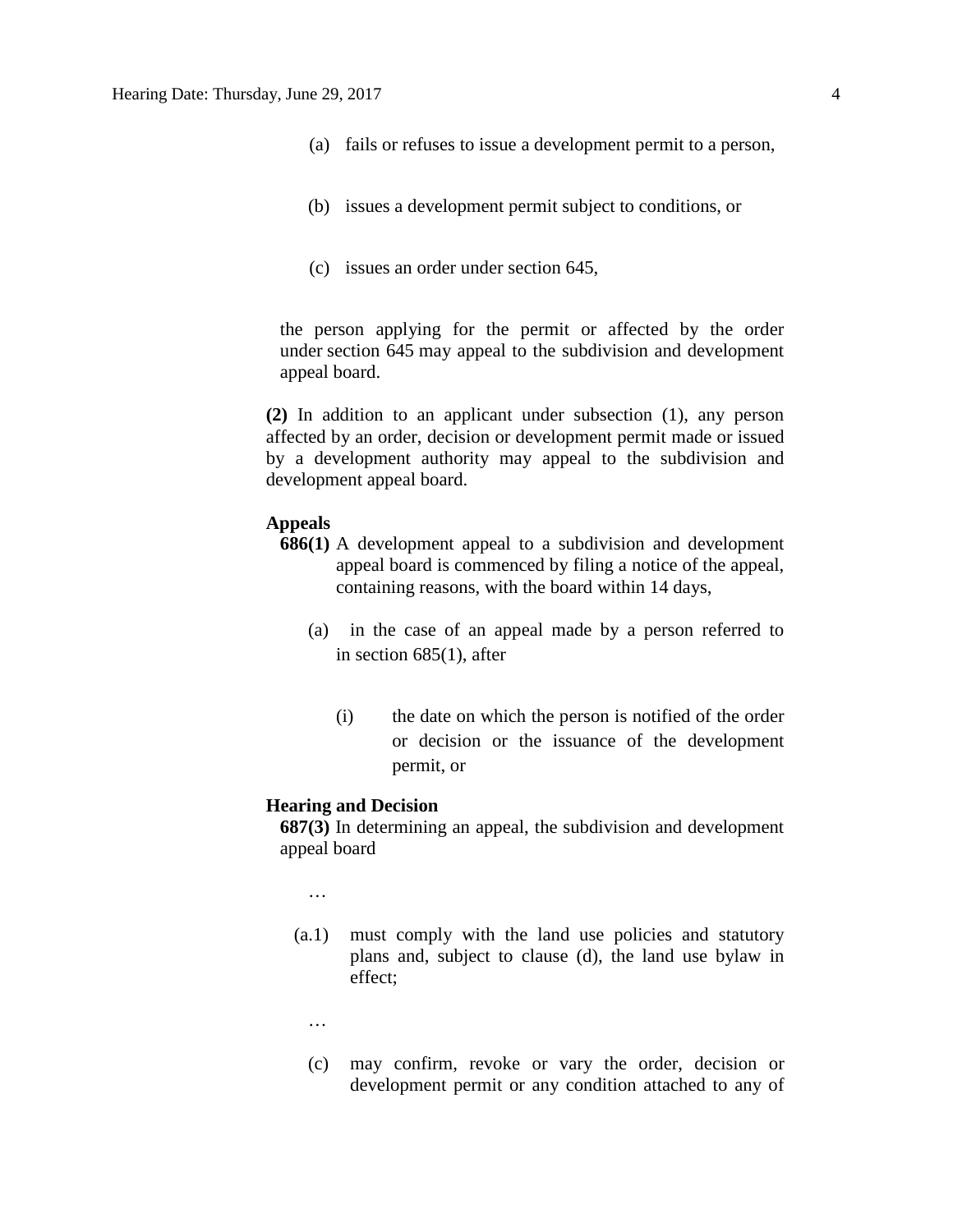(a) fails or refuses to issue a development permit to a person,

(b) issues a development permit subject to conditions, or

(c) issues an order under section 645,

the person applying for the permit or affected by the order under section 645 may appeal to the subdivision and development appeal board.

**(2)** In addition to an applicant under subsection (1), any person affected by an order, decision or development permit made or issued by a development authority may appeal to the subdivision and development appeal board.

**Appeals**

**686(1)** A development appeal to a subdivision and development appeal board is commenced by filing a notice of the appeal, containing reasons, with the board within 14 days,

(a) in the case of an appeal made by a person referred to in section 685(1), after

(i) the date on which the person is notified of the order or decision or the issuance of the development permit, or

**Hearing and Decision**

**687(3)** In determining an appeal, the subdivision and development appeal board

…

(a.1) must comply with the land use policies and statutory plans and, subject to clause (d), the land use bylaw in effect;

…

(c) may confirm, revoke or vary the order, decision or development permit or any condition attached to any of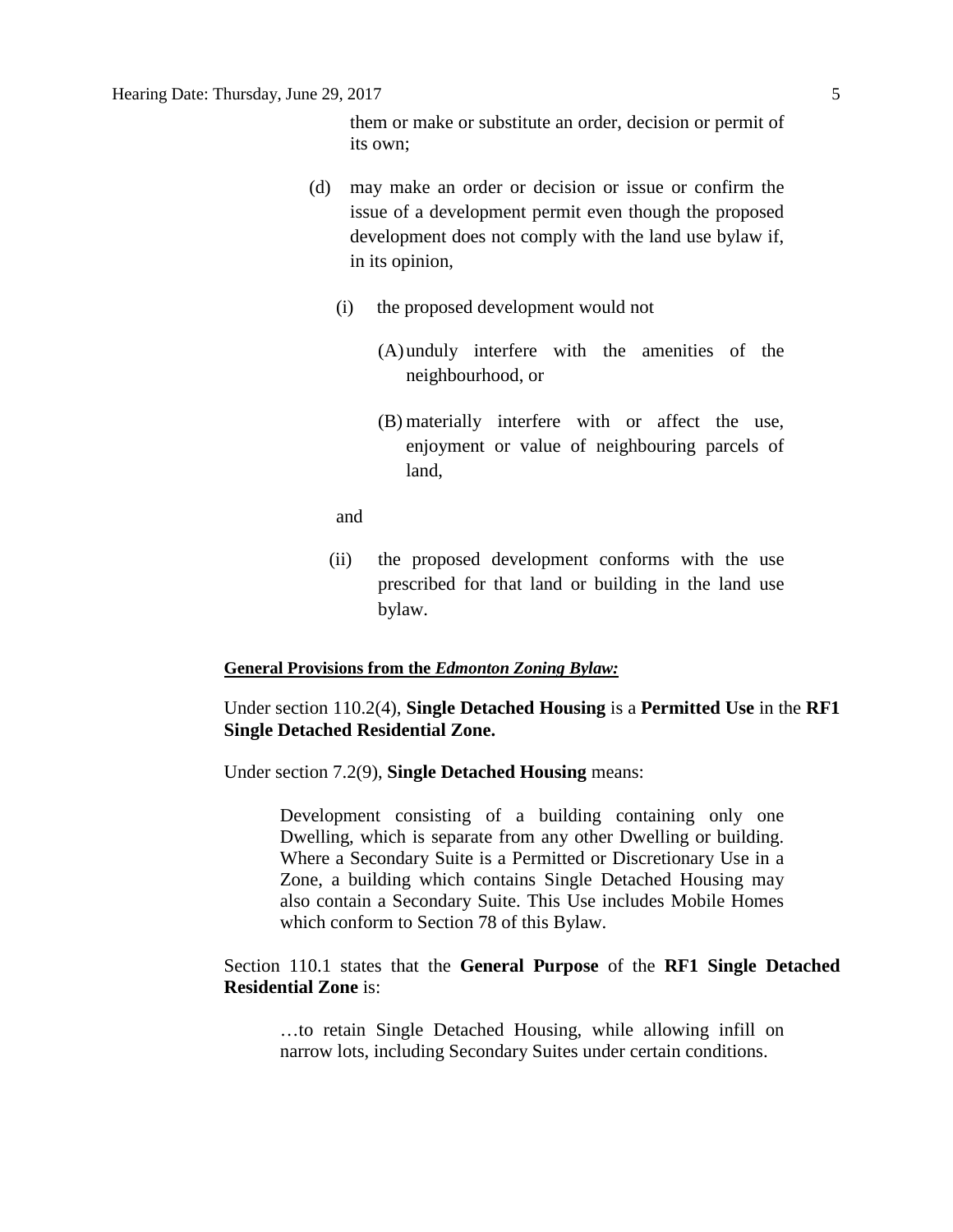them or make or substitute an order, decision or permit of its own;

(d) may make an order or decision or issue or confirm the issue of a development permit even though the proposed development does not comply with the land use bylaw if, in its opinion,

(i) the proposed development would not

(A) unduly interfere with the amenities of the neighbourhood, or

(B) materially interfere with or affect the use, enjoyment or value of neighbouring parcels of land,

and

(ii) the proposed development conforms with the use prescribed for that land or building in the land use bylaw.

**General Provisions from the *Edmonton Zoning Bylaw:***

Under section 110.2(4), **Single Detached Housing** is a **Permitted Use** in the **RF1 Single Detached Residential Zone.**

Under section 7.2(9), **Single Detached Housing** means:

> Development consisting of a building containing only one Dwelling, which is separate from any other Dwelling or building. Where a Secondary Suite is a Permitted or Discretionary Use in a Zone, a building which contains Single Detached Housing may also contain a Secondary Suite. This Use includes Mobile Homes which conform to Section 78 of this Bylaw.

Section 110.1 states that the **General Purpose** of the **RF1 Single Detached Residential Zone** is:

> …to retain Single Detached Housing, while allowing infill on narrow lots, including Secondary Suites under certain conditions.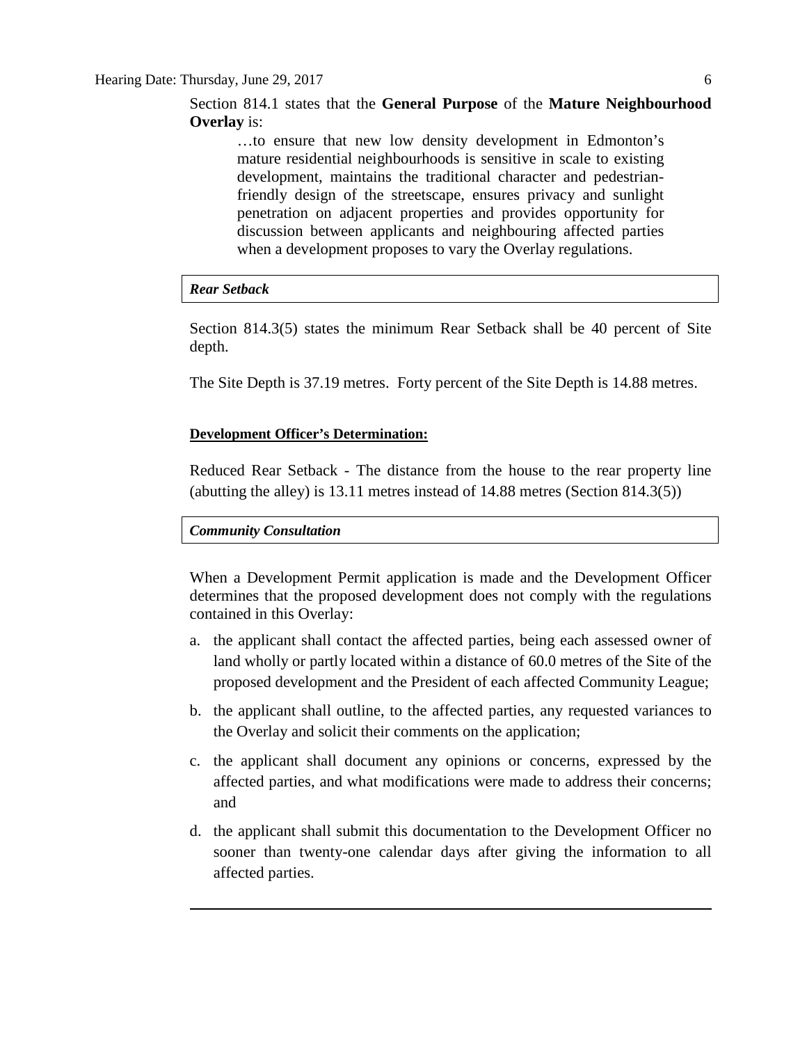Section 814.1 states that the **General Purpose** of the **Mature Neighbourhood Overlay** is:

> …to ensure that new low density development in Edmonton's mature residential neighbourhoods is sensitive in scale to existing development, maintains the traditional character and pedestrian-friendly design of the streetscape, ensures privacy and sunlight penetration on adjacent properties and provides opportunity for discussion between applicants and neighbouring affected parties when a development proposes to vary the Overlay regulations.

***Rear Setback***

Section 814.3(5) states the minimum Rear Setback shall be 40 percent of Site depth.

The Site Depth is 37.19 metres. Forty percent of the Site Depth is 14.88 metres.

**Development Officer's Determination:**

Reduced Rear Setback - The distance from the house to the rear property line (abutting the alley) is 13.11 metres instead of 14.88 metres (Section 814.3(5))

***Community Consultation***

When a Development Permit application is made and the Development Officer determines that the proposed development does not comply with the regulations contained in this Overlay:

a. the applicant shall contact the affected parties, being each assessed owner of land wholly or partly located within a distance of 60.0 metres of the Site of the proposed development and the President of each affected Community League;

b. the applicant shall outline, to the affected parties, any requested variances to the Overlay and solicit their comments on the application;

c. the applicant shall document any opinions or concerns, expressed by the affected parties, and what modifications were made to address their concerns; and

d. the applicant shall submit this documentation to the Development Officer no sooner than twenty-one calendar days after giving the information to all affected parties.

---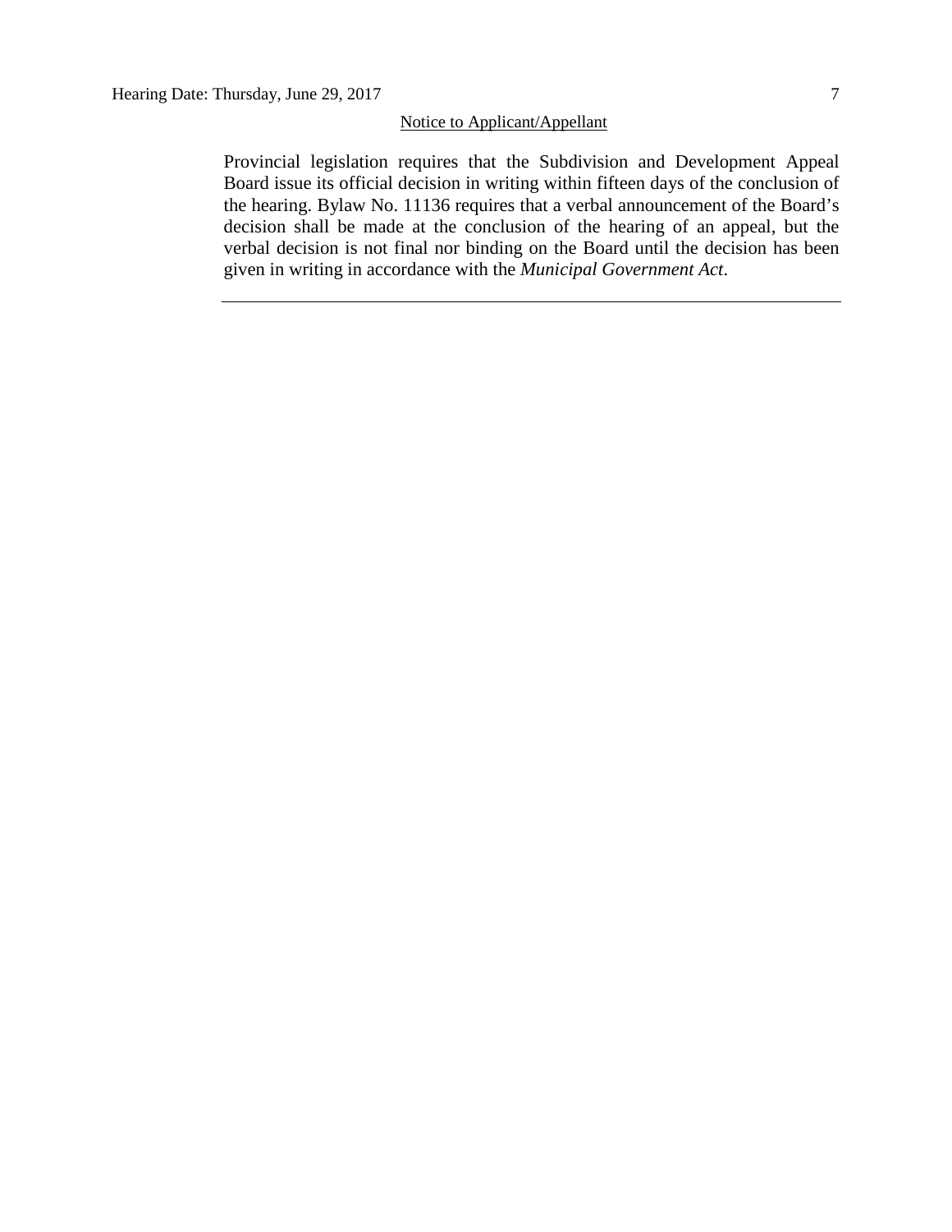Notice to Applicant/Appellant

Provincial legislation requires that the Subdivision and Development Appeal Board issue its official decision in writing within fifteen days of the conclusion of the hearing. Bylaw No. 11136 requires that a verbal announcement of the Board's decision shall be made at the conclusion of the hearing of an appeal, but the verbal decision is not final nor binding on the Board until the decision has been given in writing in accordance with the *Municipal Government Act*.

---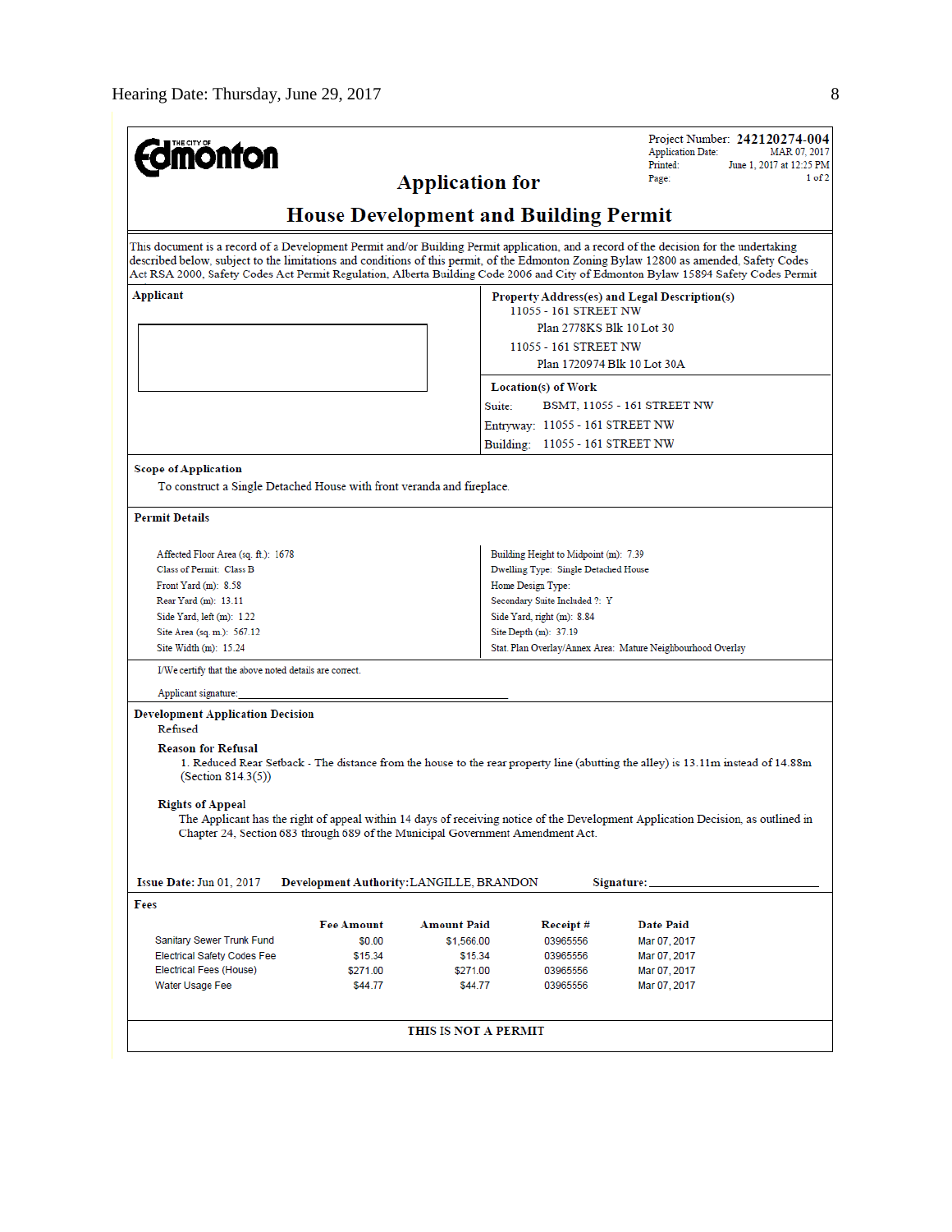THE CITY OF Edmonton

Project Number: **242120274-004**
Application Date: MAR 07, 2017
Printed: June 1, 2017 at 12:25 PM
Page: 1 of 2

## Application for

# House Development and Building Permit

This document is a record of a Development Permit and/or Building Permit application, and a record of the decision for the undertaking described below, subject to the limitations and conditions of this permit, of the Edmonton Zoning Bylaw 12800 as amended, Safety Codes Act RSA 2000, Safety Codes Act Permit Regulation, Alberta Building Code 2006 and City of Edmonton Bylaw 15894 Safety Codes Permit

**Applicant**

**Property Address(es) and Legal Description(s)**

11055 - 161 STREET NW
Plan 2778KS Blk 10 Lot 30

11055 - 161 STREET NW
Plan 1720974 Blk 10 Lot 30A

**Location(s) of Work**

Suite: BSMT, 11055 - 161 STREET NW
Entryway: 11055 - 161 STREET NW
Building: 11055 - 161 STREET NW

**Scope of Application**

To construct a Single Detached House with front veranda and fireplace.

**Permit Details**

| | |
|---|---|
| Affected Floor Area (sq. ft.): 1678 | Building Height to Midpoint (m): 7.39 |
| Class of Permit: Class B | Dwelling Type: Single Detached House |
| Front Yard (m): 8.58 | Home Design Type: |
| Rear Yard (m): 13.11 | Secondary Suite Included ?: Y |
| Side Yard, left (m): 1.22 | Side Yard, right (m): 8.84 |
| Site Area (sq. m.): 567.12 | Site Depth (m): 37.19 |
| Site Width (m): 15.24 | Stat. Plan Overlay/Annex Area: Mature Neighbourhood Overlay |

I/We certify that the above noted details are correct.

Applicant signature:

**Development Application Decision**

Refused

**Reason for Refusal**

1. Reduced Rear Setback - The distance from the house to the rear property line (abutting the alley) is 13.11m instead of 14.88m (Section 814.3(5))

**Rights of Appeal**

The Applicant has the right of appeal within 14 days of receiving notice of the Development Application Decision, as outlined in Chapter 24, Section 683 through 689 of the Municipal Government Amendment Act.

**Issue Date:** Jun 01, 2017 **Development Authority:** LANGILLE, BRANDON **Signature:**

**Fees**

| | Fee Amount | Amount Paid | Receipt # | Date Paid |
|---|---|---|---|---|
| Sanitary Sewer Trunk Fund | $0.00 | $1,566.00 | 03965556 | Mar 07, 2017 |
| Electrical Safety Codes Fee | $15.34 | $15.34 | 03965556 | Mar 07, 2017 |
| Electrical Fees (House) | $271.00 | $271.00 | 03965556 | Mar 07, 2017 |
| Water Usage Fee | $44.77 | $44.77 | 03965556 | Mar 07, 2017 |

**THIS IS NOT A PERMIT**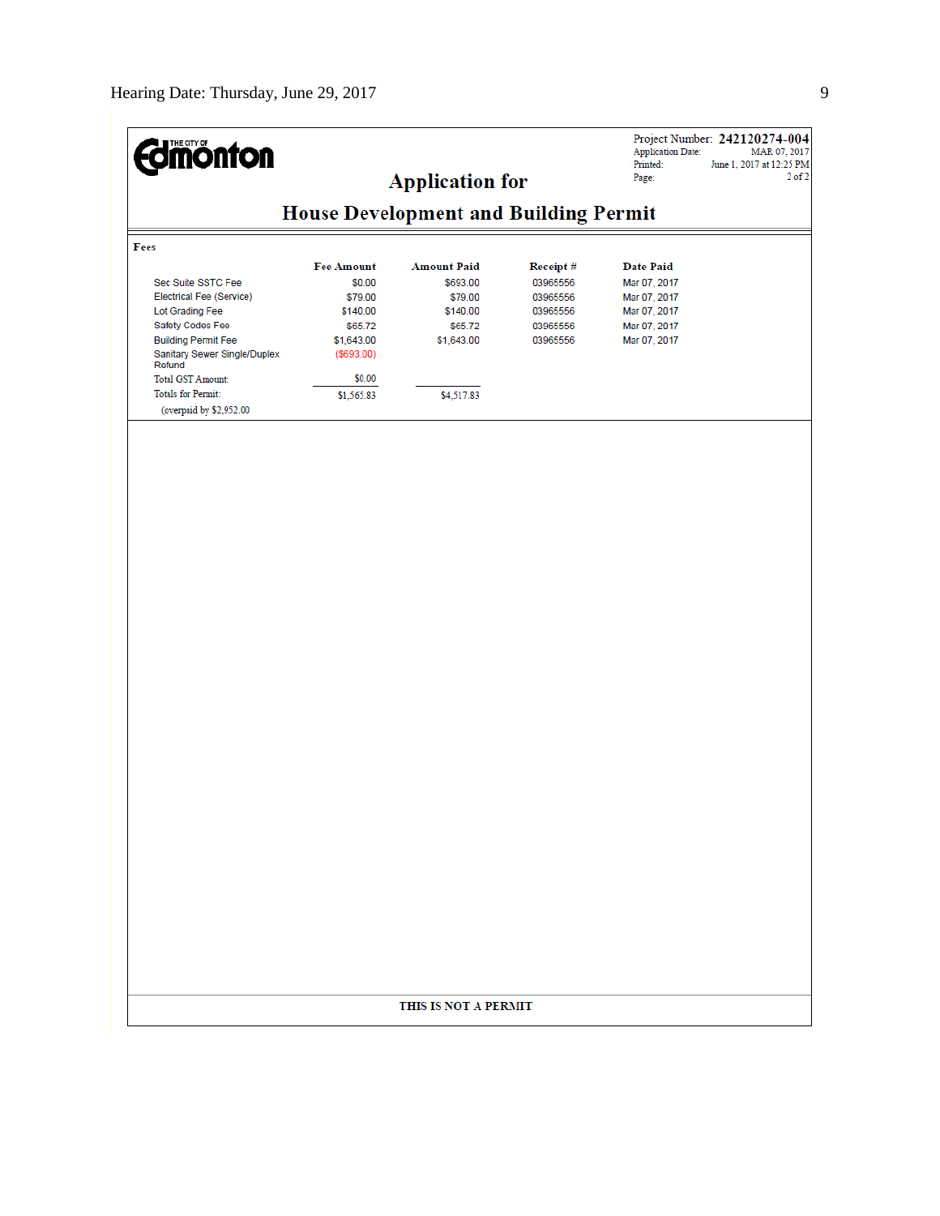THE CITY OF Edmonton

Project Number: **242120274-004**
Application Date: MAR 07, 2017
Printed: June 1, 2017 at 12:25 PM
Page: 2 of 2

# Application for

# House Development and Building Permit

**Fees**

| | Fee Amount | Amount Paid | Receipt # | Date Paid |
|---|---|---|---|---|
| Sec Suite SSTC Fee | $0.00 | $693.00 | 03965556 | Mar 07, 2017 |
| Electrical Fee (Service) | $79.00 | $79.00 | 03965556 | Mar 07, 2017 |
| Lot Grading Fee | $140.00 | $140.00 | 03965556 | Mar 07, 2017 |
| Safety Codes Fee | $65.72 | $65.72 | 03965556 | Mar 07, 2017 |
| Building Permit Fee | $1,643.00 | $1,643.00 | 03965556 | Mar 07, 2017 |
| Sanitary Sewer Single/Duplex Refund | ($693.00) | | | |
| Total GST Amount: | $0.00 | | | |
| Totals for Permit: | $1,565.83 | $4,517.83 | | |
| (overpaid by $2,952.00) | | | | |

**THIS IS NOT A PERMIT**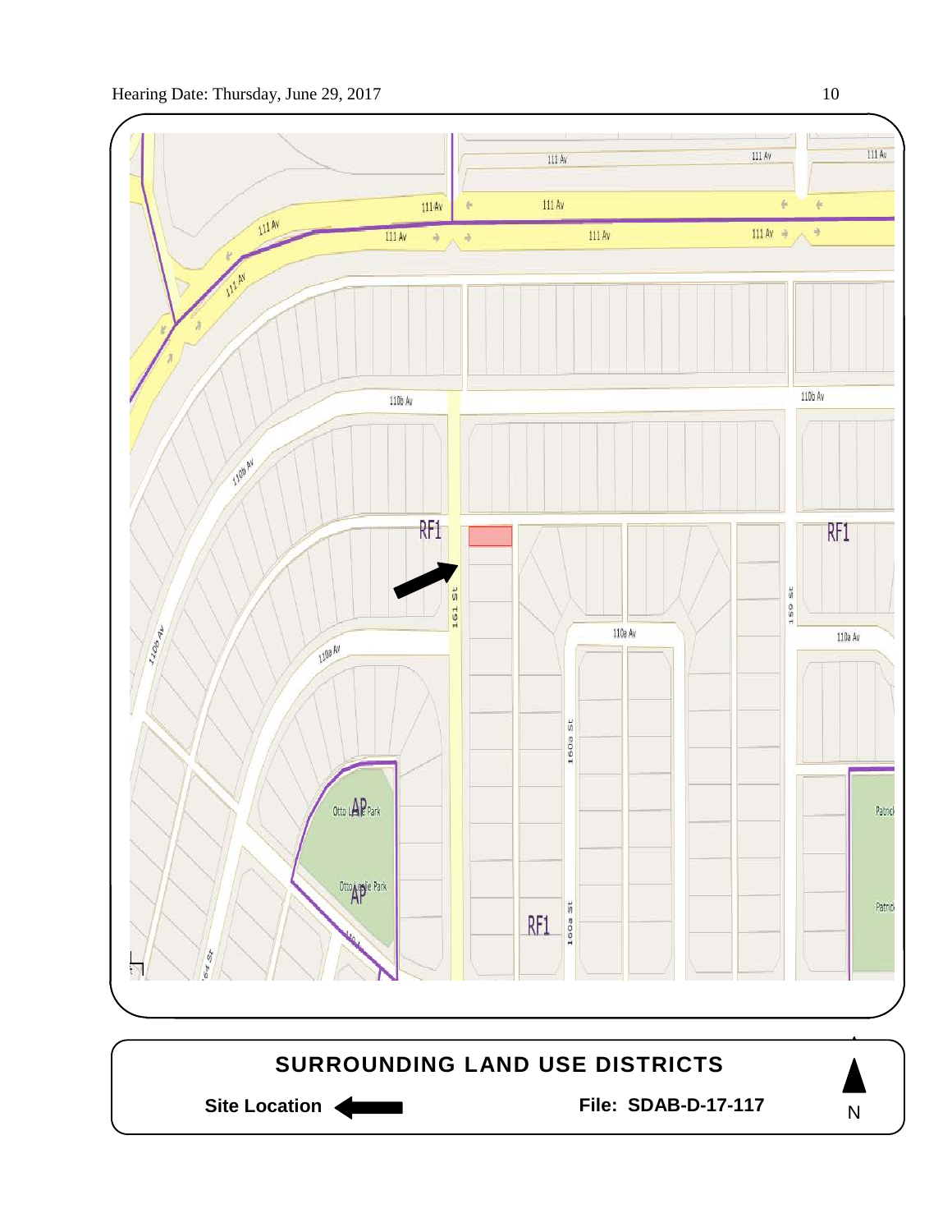## SURROUNDING LAND USE DISTRICTS

**Site Location** ←

**File: SDAB-D-17-117**

N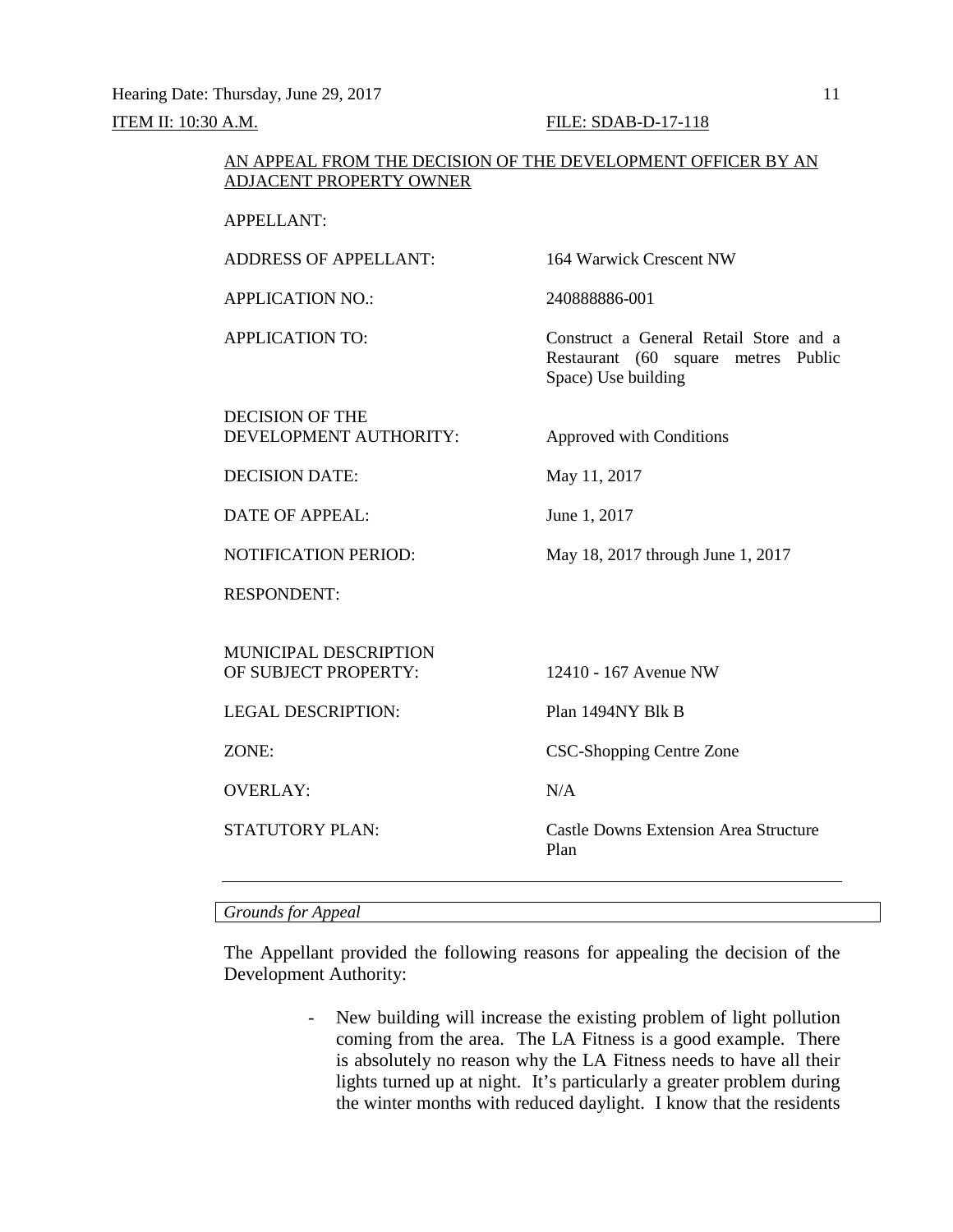Hearing Date: Thursday, June 29, 2017

ITEM II: 10:30 A.M. FILE: SDAB-D-17-118

AN APPEAL FROM THE DECISION OF THE DEVELOPMENT OFFICER BY AN ADJACENT PROPERTY OWNER

| | |
|---|---|
| APPELLANT: | |
| ADDRESS OF APPELLANT: | 164 Warwick Crescent NW |
| APPLICATION NO.: | 240888886-001 |
| APPLICATION TO: | Construct a General Retail Store and a Restaurant (60 square metres Public Space) Use building |
| DECISION OF THE DEVELOPMENT AUTHORITY: | Approved with Conditions |
| DECISION DATE: | May 11, 2017 |
| DATE OF APPEAL: | June 1, 2017 |
| NOTIFICATION PERIOD: | May 18, 2017 through June 1, 2017 |
| RESPONDENT: | |
| MUNICIPAL DESCRIPTION OF SUBJECT PROPERTY: | 12410 - 167 Avenue NW |
| LEGAL DESCRIPTION: | Plan 1494NY Blk B |
| ZONE: | CSC-Shopping Centre Zone |
| OVERLAY: | N/A |
| STATUTORY PLAN: | Castle Downs Extension Area Structure Plan |

*Grounds for Appeal*

The Appellant provided the following reasons for appealing the decision of the Development Authority:

- New building will increase the existing problem of light pollution coming from the area. The LA Fitness is a good example. There is absolutely no reason why the LA Fitness needs to have all their lights turned up at night. It's particularly a greater problem during the winter months with reduced daylight. I know that the residents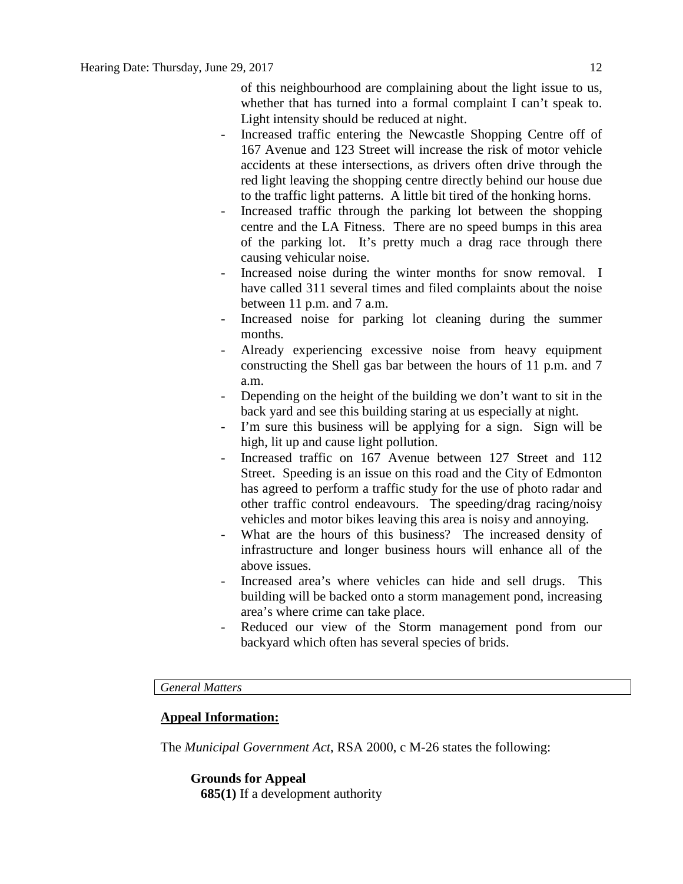of this neighbourhood are complaining about the light issue to us, whether that has turned into a formal complaint I can't speak to. Light intensity should be reduced at night.

- Increased traffic entering the Newcastle Shopping Centre off of 167 Avenue and 123 Street will increase the risk of motor vehicle accidents at these intersections, as drivers often drive through the red light leaving the shopping centre directly behind our house due to the traffic light patterns. A little bit tired of the honking horns.
- Increased traffic through the parking lot between the shopping centre and the LA Fitness. There are no speed bumps in this area of the parking lot. It's pretty much a drag race through there causing vehicular noise.
- Increased noise during the winter months for snow removal. I have called 311 several times and filed complaints about the noise between 11 p.m. and 7 a.m.
- Increased noise for parking lot cleaning during the summer months.
- Already experiencing excessive noise from heavy equipment constructing the Shell gas bar between the hours of 11 p.m. and 7 a.m.
- Depending on the height of the building we don't want to sit in the back yard and see this building staring at us especially at night.
- I'm sure this business will be applying for a sign. Sign will be high, lit up and cause light pollution.
- Increased traffic on 167 Avenue between 127 Street and 112 Street. Speeding is an issue on this road and the City of Edmonton has agreed to perform a traffic study for the use of photo radar and other traffic control endeavours. The speeding/drag racing/noisy vehicles and motor bikes leaving this area is noisy and annoying.
- What are the hours of this business? The increased density of infrastructure and longer business hours will enhance all of the above issues.
- Increased area's where vehicles can hide and sell drugs. This building will be backed onto a storm management pond, increasing area's where crime can take place.
- Reduced our view of the Storm management pond from our backyard which often has several species of brids.

*General Matters*

**Appeal Information:**

The *Municipal Government Act*, RSA 2000, c M-26 states the following:

**Grounds for Appeal**

**685(1)** If a development authority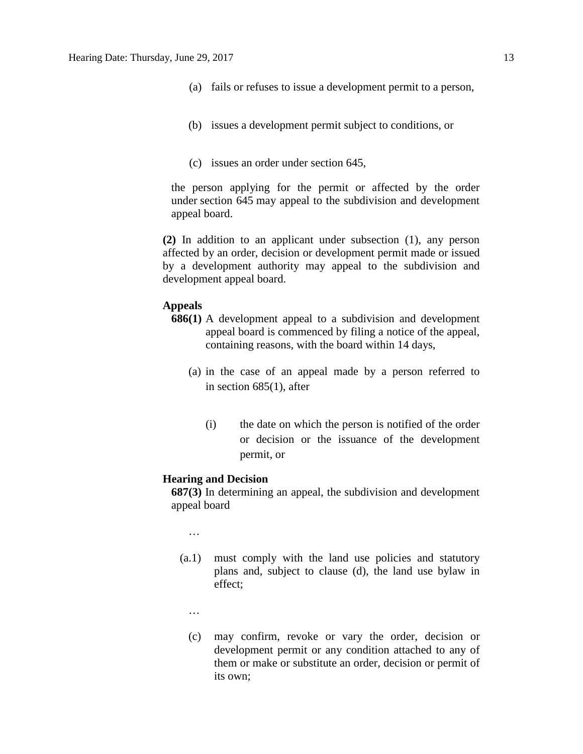(a) fails or refuses to issue a development permit to a person,

(b) issues a development permit subject to conditions, or

(c) issues an order under section 645,

the person applying for the permit or affected by the order under section 645 may appeal to the subdivision and development appeal board.

**(2)** In addition to an applicant under subsection (1), any person affected by an order, decision or development permit made or issued by a development authority may appeal to the subdivision and development appeal board.

**Appeals**

**686(1)** A development appeal to a subdivision and development appeal board is commenced by filing a notice of the appeal, containing reasons, with the board within 14 days,

(a) in the case of an appeal made by a person referred to in section 685(1), after

(i) the date on which the person is notified of the order or decision or the issuance of the development permit, or

**Hearing and Decision**

**687(3)** In determining an appeal, the subdivision and development appeal board

…

(a.1) must comply with the land use policies and statutory plans and, subject to clause (d), the land use bylaw in effect;

…

(c) may confirm, revoke or vary the order, decision or development permit or any condition attached to any of them or make or substitute an order, decision or permit of its own;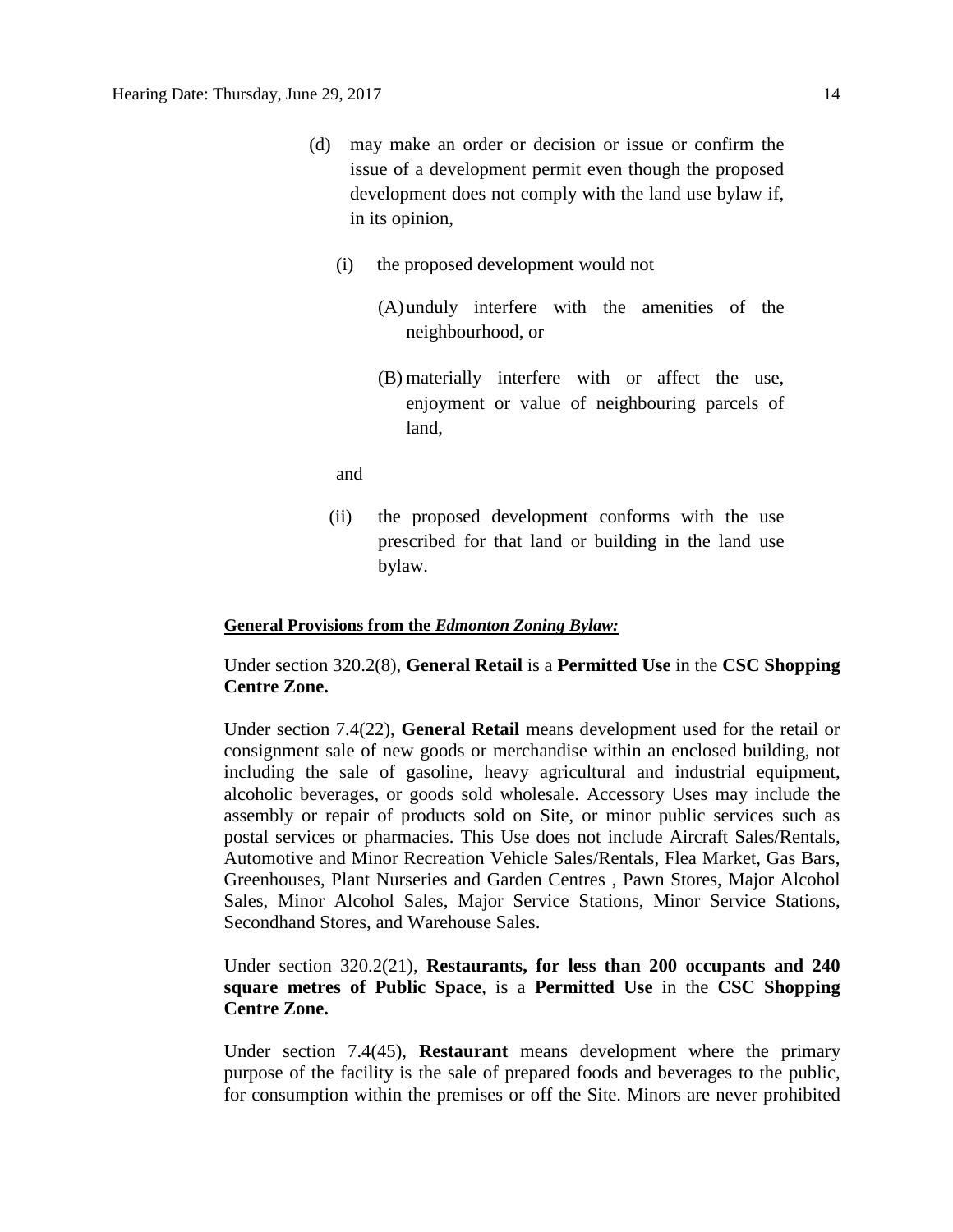(d) may make an order or decision or issue or confirm the issue of a development permit even though the proposed development does not comply with the land use bylaw if, in its opinion,

   (i) the proposed development would not

      (A) unduly interfere with the amenities of the neighbourhood, or

      (B) materially interfere with or affect the use, enjoyment or value of neighbouring parcels of land,

   and

   (ii) the proposed development conforms with the use prescribed for that land or building in the land use bylaw.

**General Provisions from the *Edmonton Zoning Bylaw:***

Under section 320.2(8), **General Retail** is a **Permitted Use** in the **CSC Shopping Centre Zone.**

Under section 7.4(22), **General Retail** means development used for the retail or consignment sale of new goods or merchandise within an enclosed building, not including the sale of gasoline, heavy agricultural and industrial equipment, alcoholic beverages, or goods sold wholesale. Accessory Uses may include the assembly or repair of products sold on Site, or minor public services such as postal services or pharmacies. This Use does not include Aircraft Sales/Rentals, Automotive and Minor Recreation Vehicle Sales/Rentals, Flea Market, Gas Bars, Greenhouses, Plant Nurseries and Garden Centres , Pawn Stores, Major Alcohol Sales, Minor Alcohol Sales, Major Service Stations, Minor Service Stations, Secondhand Stores, and Warehouse Sales.

Under section 320.2(21), **Restaurants, for less than 200 occupants and 240 square metres of Public Space**, is a **Permitted Use** in the **CSC Shopping Centre Zone.**

Under section 7.4(45), **Restaurant** means development where the primary purpose of the facility is the sale of prepared foods and beverages to the public, for consumption within the premises or off the Site. Minors are never prohibited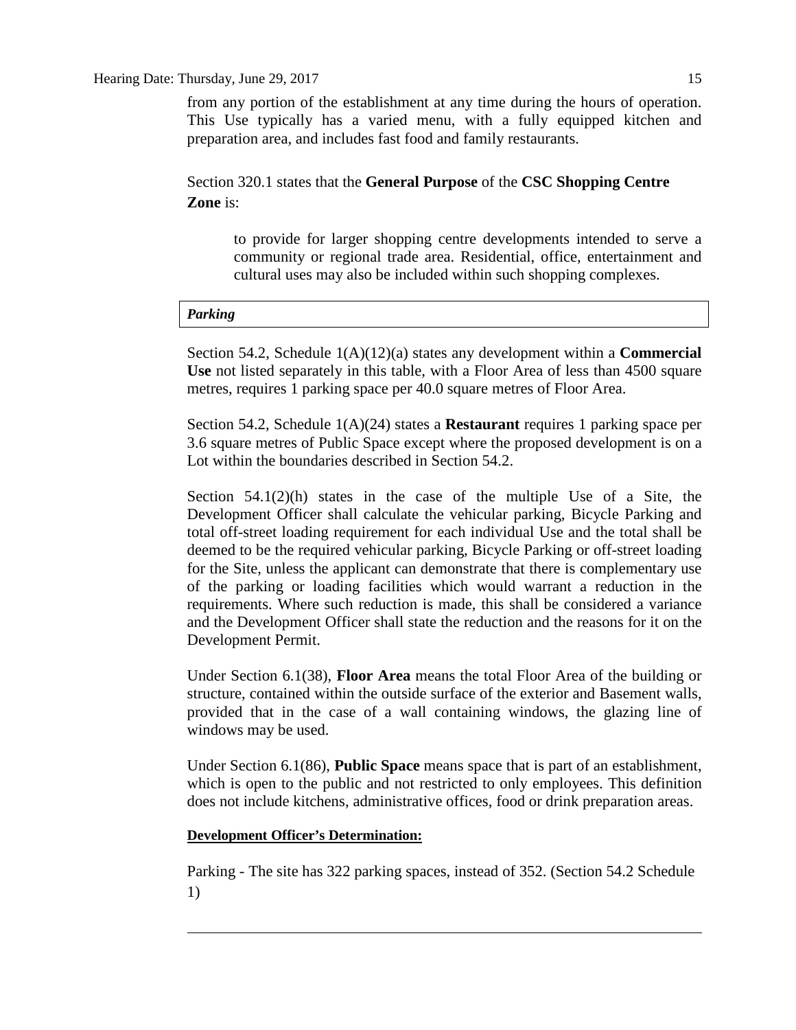from any portion of the establishment at any time during the hours of operation. This Use typically has a varied menu, with a fully equipped kitchen and preparation area, and includes fast food and family restaurants.

Section 320.1 states that the **General Purpose** of the **CSC Shopping Centre Zone** is:

> to provide for larger shopping centre developments intended to serve a community or regional trade area. Residential, office, entertainment and cultural uses may also be included within such shopping complexes.

***Parking***

Section 54.2, Schedule 1(A)(12)(a) states any development within a **Commercial Use** not listed separately in this table, with a Floor Area of less than 4500 square metres, requires 1 parking space per 40.0 square metres of Floor Area.

Section 54.2, Schedule 1(A)(24) states a **Restaurant** requires 1 parking space per 3.6 square metres of Public Space except where the proposed development is on a Lot within the boundaries described in Section 54.2.

Section 54.1(2)(h) states in the case of the multiple Use of a Site, the Development Officer shall calculate the vehicular parking, Bicycle Parking and total off-street loading requirement for each individual Use and the total shall be deemed to be the required vehicular parking, Bicycle Parking or off-street loading for the Site, unless the applicant can demonstrate that there is complementary use of the parking or loading facilities which would warrant a reduction in the requirements. Where such reduction is made, this shall be considered a variance and the Development Officer shall state the reduction and the reasons for it on the Development Permit.

Under Section 6.1(38), **Floor Area** means the total Floor Area of the building or structure, contained within the outside surface of the exterior and Basement walls, provided that in the case of a wall containing windows, the glazing line of windows may be used.

Under Section 6.1(86), **Public Space** means space that is part of an establishment, which is open to the public and not restricted to only employees. This definition does not include kitchens, administrative offices, food or drink preparation areas.

**Development Officer's Determination:**

Parking - The site has 322 parking spaces, instead of 352. (Section 54.2 Schedule 1)

---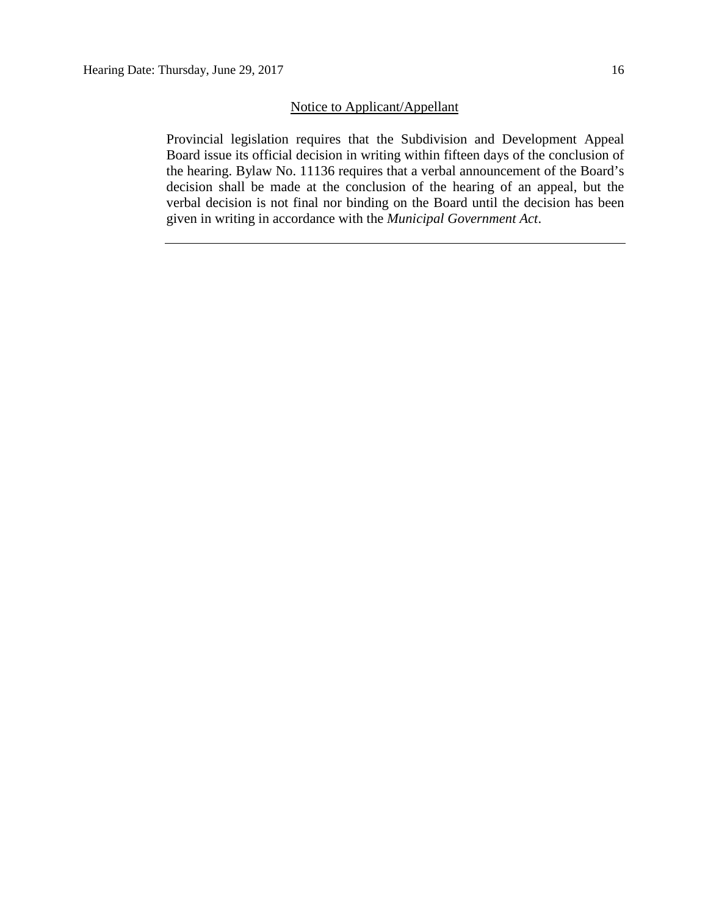<u>Notice to Applicant/Appellant</u>

Provincial legislation requires that the Subdivision and Development Appeal Board issue its official decision in writing within fifteen days of the conclusion of the hearing. Bylaw No. 11136 requires that a verbal announcement of the Board's decision shall be made at the conclusion of the hearing of an appeal, but the verbal decision is not final nor binding on the Board until the decision has been given in writing in accordance with the *Municipal Government Act*.

---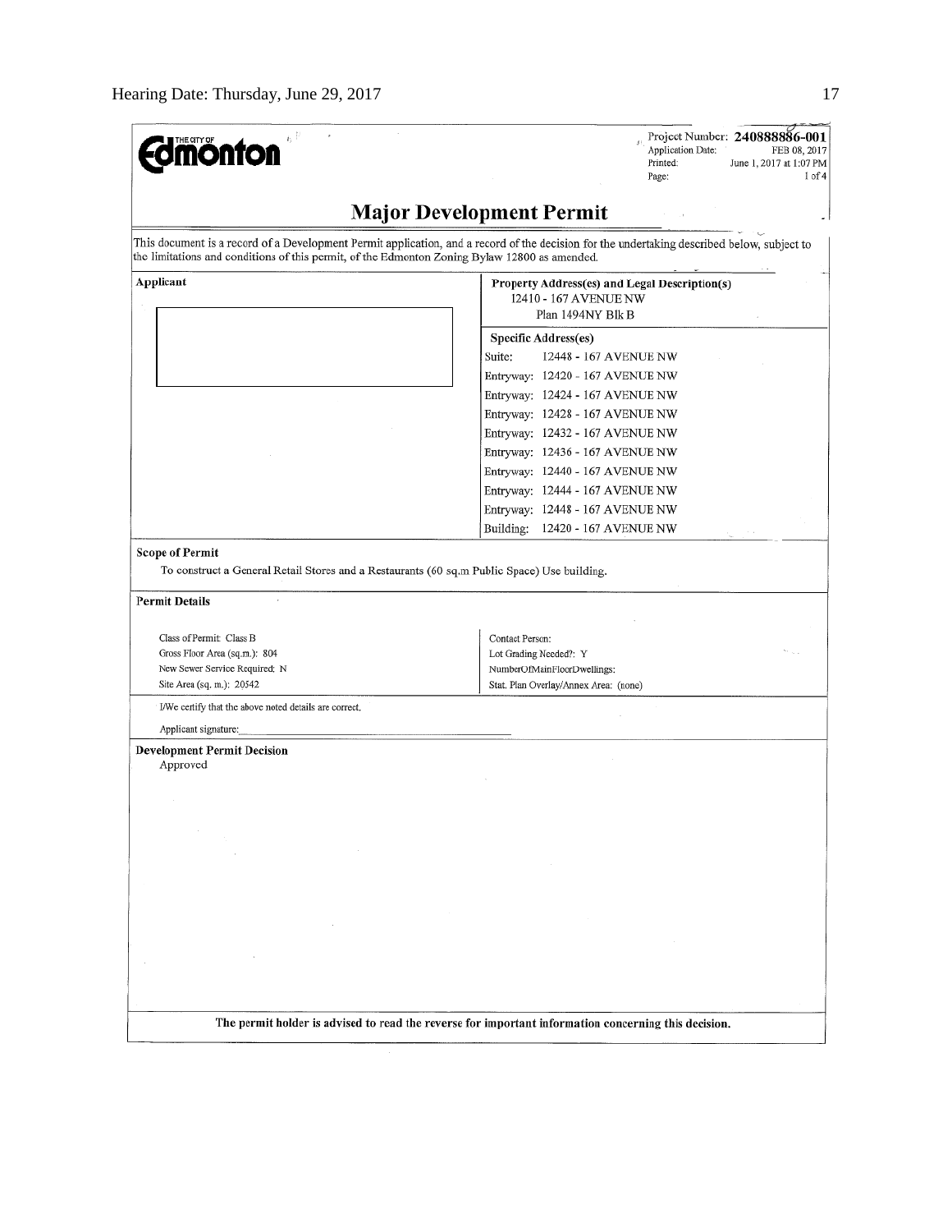Project Number: **240888886-001**
Application Date: FEB 08, 2017
Printed: June 1, 2017 at 1:07 PM
Page: 1 of 4

THE CITY OF **Edmonton**

# Major Development Permit

This document is a record of a Development Permit application, and a record of the decision for the undertaking described below, subject to the limitations and conditions of this permit, of the Edmonton Zoning Bylaw 12800 as amended.

| **Applicant** | **Property Address(es) and Legal Description(s)** |
|---|---|
| | 12410 - 167 AVENUE NW |
| | Plan 1494NY Blk B |
| | **Specific Address(es)** |
| | Suite: 12448 - 167 AVENUE NW |
| | Entryway: 12420 - 167 AVENUE NW |
| | Entryway: 12424 - 167 AVENUE NW |
| | Entryway: 12428 - 167 AVENUE NW |
| | Entryway: 12432 - 167 AVENUE NW |
| | Entryway: 12436 - 167 AVENUE NW |
| | Entryway: 12440 - 167 AVENUE NW |
| | Entryway: 12444 - 167 AVENUE NW |
| | Entryway: 12448 - 167 AVENUE NW |
| | Building: 12420 - 167 AVENUE NW |

**Scope of Permit**

To construct a General Retail Stores and a Restaurants (60 sq.m Public Space) Use building.

**Permit Details**

| | |
|---|---|
| Class of Permit: Class B | Contact Person: |
| Gross Floor Area (sq.m.): 804 | Lot Grading Needed?: Y |
| New Sewer Service Required: N | NumberOfMainFloorDwellings: |
| Site Area (sq. m.): 20542 | Stat. Plan Overlay/Annex Area: (none) |

I/We certify that the above noted details are correct.

Applicant signature:___________________________

**Development Permit Decision**

Approved

**The permit holder is advised to read the reverse for important information concerning this decision.**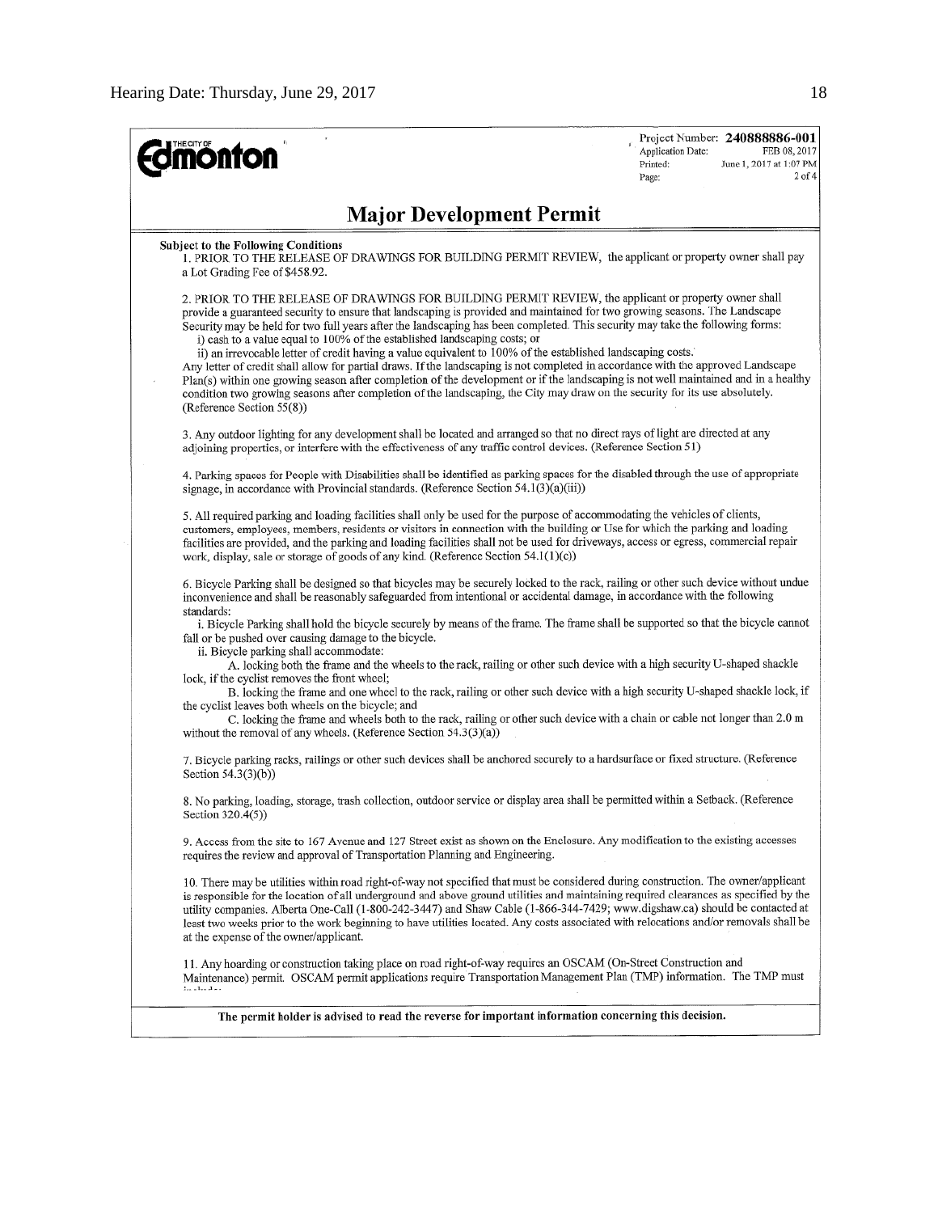THE CITY OF **Edmonton**

Project Number: **240888886-001**
Application Date: FEB 08, 2017
Printed: June 1, 2017 at 1:07 PM
Page: 2 of 4

# Major Development Permit

**Subject to the Following Conditions**

1. PRIOR TO THE RELEASE OF DRAWINGS FOR BUILDING PERMIT REVIEW, the applicant or property owner shall pay a Lot Grading Fee of $458.92.

2. PRIOR TO THE RELEASE OF DRAWINGS FOR BUILDING PERMIT REVIEW, the applicant or property owner shall provide a guaranteed security to ensure that landscaping is provided and maintained for two growing seasons. The Landscape Security may be held for two full years after the landscaping has been completed. This security may take the following forms:
   i) cash to a value equal to 100% of the established landscaping costs; or
   ii) an irrevocable letter of credit having a value equivalent to 100% of the established landscaping costs.
   Any letter of credit shall allow for partial draws. If the landscaping is not completed in accordance with the approved Landscape Plan(s) within one growing season after completion of the development or if the landscaping is not well maintained and in a healthy condition two growing seasons after completion of the landscaping, the City may draw on the security for its use absolutely. (Reference Section 55(8))

3. Any outdoor lighting for any development shall be located and arranged so that no direct rays of light are directed at any adjoining properties, or interfere with the effectiveness of any traffic control devices. (Reference Section 51)

4. Parking spaces for People with Disabilities shall be identified as parking spaces for the disabled through the use of appropriate signage, in accordance with Provincial standards. (Reference Section 54.1(3)(a)(iii))

5. All required parking and loading facilities shall only be used for the purpose of accommodating the vehicles of clients, customers, employees, members, residents or visitors in connection with the building or Use for which the parking and loading facilities are provided, and the parking and loading facilities shall not be used for driveways, access or egress, commercial repair work, display, sale or storage of goods of any kind. (Reference Section 54.1(1)(c))

6. Bicycle Parking shall be designed so that bicycles may be securely locked to the rack, railing or other such device without undue inconvenience and shall be reasonably safeguarded from intentional or accidental damage, in accordance with the following standards:
   i. Bicycle Parking shall hold the bicycle securely by means of the frame. The frame shall be supported so that the bicycle cannot fall or be pushed over causing damage to the bicycle.
   ii. Bicycle parking shall accommodate:
      A. locking both the frame and the wheels to the rack, railing or other such device with a high security U-shaped shackle lock, if the cyclist removes the front wheel;
      B. locking the frame and one wheel to the rack, railing or other such device with a high security U-shaped shackle lock, if the cyclist leaves both wheels on the bicycle; and
      C. locking the frame and wheels both to the rack, railing or other such device with a chain or cable not longer than 2.0 m without the removal of any wheels. (Reference Section 54.3(3)(a))

7. Bicycle parking racks, railings or other such devices shall be anchored securely to a hardsurface or fixed structure. (Reference Section 54.3(3)(b))

8. No parking, loading, storage, trash collection, outdoor service or display area shall be permitted within a Setback. (Reference Section 320.4(5))

9. Access from the site to 167 Avenue and 127 Street exist as shown on the Enclosure. Any modification to the existing accesses requires the review and approval of Transportation Planning and Engineering.

10. There may be utilities within road right-of-way not specified that must be considered during construction. The owner/applicant is responsible for the location of all underground and above ground utilities and maintaining required clearances as specified by the utility companies. Alberta One-Call (1-800-242-3447) and Shaw Cable (1-866-344-7429; www.digshaw.ca) should be contacted at least two weeks prior to the work beginning to have utilities located. Any costs associated with relocations and/or removals shall be at the expense of the owner/applicant.

11. Any hoarding or construction taking place on road right-of-way requires an OSCAM (On-Street Construction and Maintenance) permit. OSCAM permit applications require Transportation Management Plan (TMP) information. The TMP must include:

**The permit holder is advised to read the reverse for important information concerning this decision.**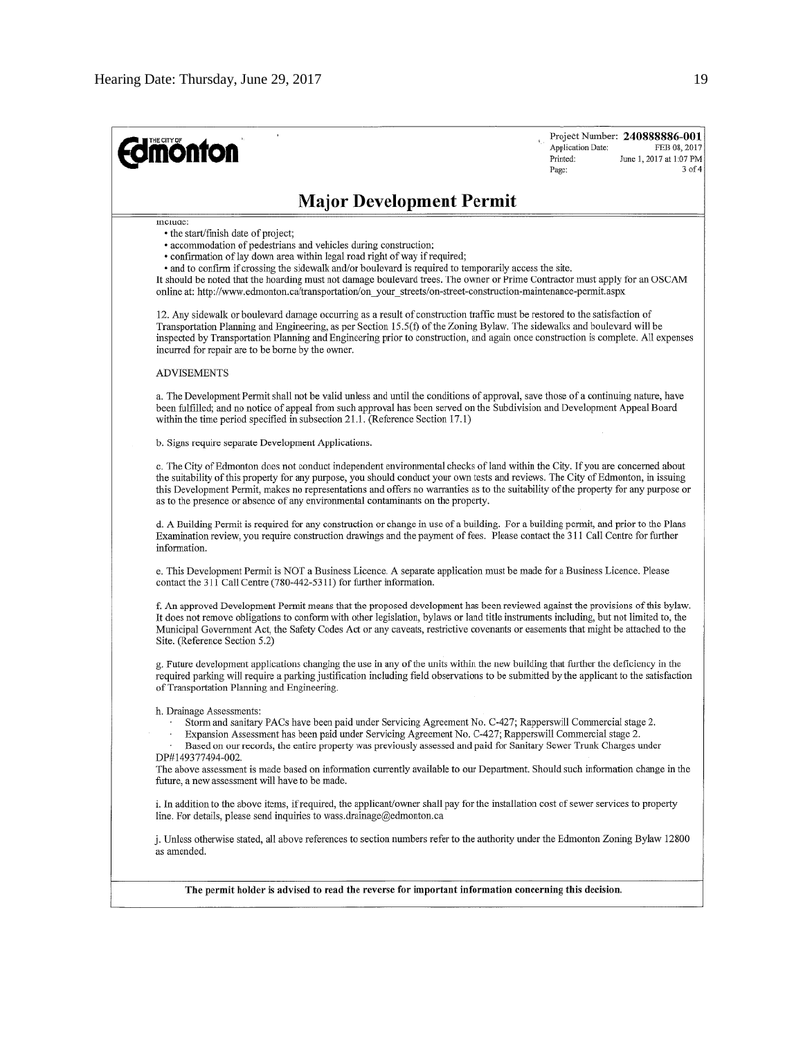**The City of Edmonton**

Project Number: **240888886-001**
Application Date: FEB 08, 2017
Printed: June 1, 2017 at 1:07 PM
Page: 3 of 4

## Major Development Permit

include:

- the start/finish date of project;
- accommodation of pedestrians and vehicles during construction;
- confirmation of lay down area within legal road right of way if required;
- and to confirm if crossing the sidewalk and/or boulevard is required to temporarily access the site.

It should be noted that the hoarding must not damage boulevard trees. The owner or Prime Contractor must apply for an OSCAM online at: http://www.edmonton.ca/transportation/on_your_streets/on-street-construction-maintenance-permit.aspx

12. Any sidewalk or boulevard damage occurring as a result of construction traffic must be restored to the satisfaction of Transportation Planning and Engineering, as per Section 15.5(f) of the Zoning Bylaw. The sidewalks and boulevard will be inspected by Transportation Planning and Engineering prior to construction, and again once construction is complete. All expenses incurred for repair are to be borne by the owner.

ADVISEMENTS

a. The Development Permit shall not be valid unless and until the conditions of approval, save those of a continuing nature, have been fulfilled; and no notice of appeal from such approval has been served on the Subdivision and Development Appeal Board within the time period specified in subsection 21.1. (Reference Section 17.1)

b. Signs require separate Development Applications.

c. The City of Edmonton does not conduct independent environmental checks of land within the City. If you are concerned about the suitability of this property for any purpose, you should conduct your own tests and reviews. The City of Edmonton, in issuing this Development Permit, makes no representations and offers no warranties as to the suitability of the property for any purpose or as to the presence or absence of any environmental contaminants on the property.

d. A Building Permit is required for any construction or change in use of a building. For a building permit, and prior to the Plans Examination review, you require construction drawings and the payment of fees. Please contact the 311 Call Centre for further information.

e. This Development Permit is NOT a Business Licence. A separate application must be made for a Business Licence. Please contact the 311 Call Centre (780-442-5311) for further information.

f. An approved Development Permit means that the proposed development has been reviewed against the provisions of this bylaw. It does not remove obligations to conform with other legislation, bylaws or land title instruments including, but not limited to, the Municipal Government Act, the Safety Codes Act or any caveats, restrictive covenants or easements that might be attached to the Site. (Reference Section 5.2)

g. Future development applications changing the use in any of the units within the new building that further the deficiency in the required parking will require a parking justification including field observations to be submitted by the applicant to the satisfaction of Transportation Planning and Engineering.

h. Drainage Assessments:

- Storm and sanitary PACs have been paid under Servicing Agreement No. C-427; Rapperswill Commercial stage 2.
- Expansion Assessment has been paid under Servicing Agreement No. C-427; Rapperswill Commercial stage 2.
- Based on our records, the entire property was previously assessed and paid for Sanitary Sewer Trunk Charges under DP#149377494-002.

The above assessment is made based on information currently available to our Department. Should such information change in the future, a new assessment will have to be made.

i. In addition to the above items, if required, the applicant/owner shall pay for the installation cost of sewer services to property line. For details, please send inquiries to wass.drainage@edmonton.ca

j. Unless otherwise stated, all above references to section numbers refer to the authority under the Edmonton Zoning Bylaw 12800 as amended.

**The permit holder is advised to read the reverse for important information concerning this decision.**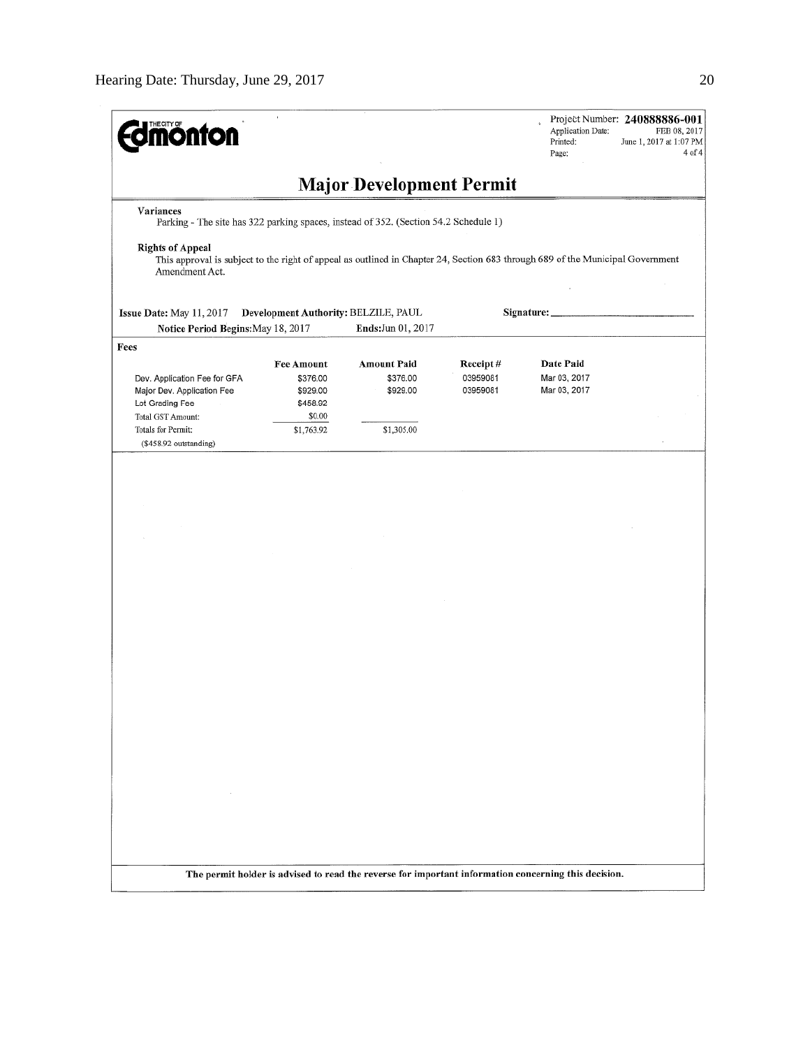**THE CITY OF Edmonton**

Project Number: **240888886-001**
Application Date: FEB 08, 2017
Printed: June 1, 2017 at 1:07 PM
Page: 4 of 4

# Major Development Permit

**Variances**

Parking - The site has 322 parking spaces, instead of 352. (Section 54.2 Schedule 1)

**Rights of Appeal**

This approval is subject to the right of appeal as outlined in Chapter 24, Section 683 through 689 of the Municipal Government Amendment Act.

**Issue Date:** May 11, 2017 **Development Authority:** BELZILE, PAUL **Signature:** ____________________

**Notice Period Begins:** May 18, 2017 **Ends:** Jun 01, 2017

**Fees**

| | Fee Amount | Amount Paid | Receipt # | Date Paid |
|---|---|---|---|---|
| Dev. Application Fee for GFA | $376.00 | $376.00 | 03959081 | Mar 03, 2017 |
| Major Dev. Application Fee | $929.00 | $929.00 | 03959081 | Mar 03, 2017 |
| Lot Grading Fee | $458.92 | | | |
| Total GST Amount: | $0.00 | | | |
| Totals for Permit: | $1,763.92 | $1,305.00 | | |
| ($458.92 outstanding) | | | | |

**The permit holder is advised to read the reverse for important information concerning this decision.**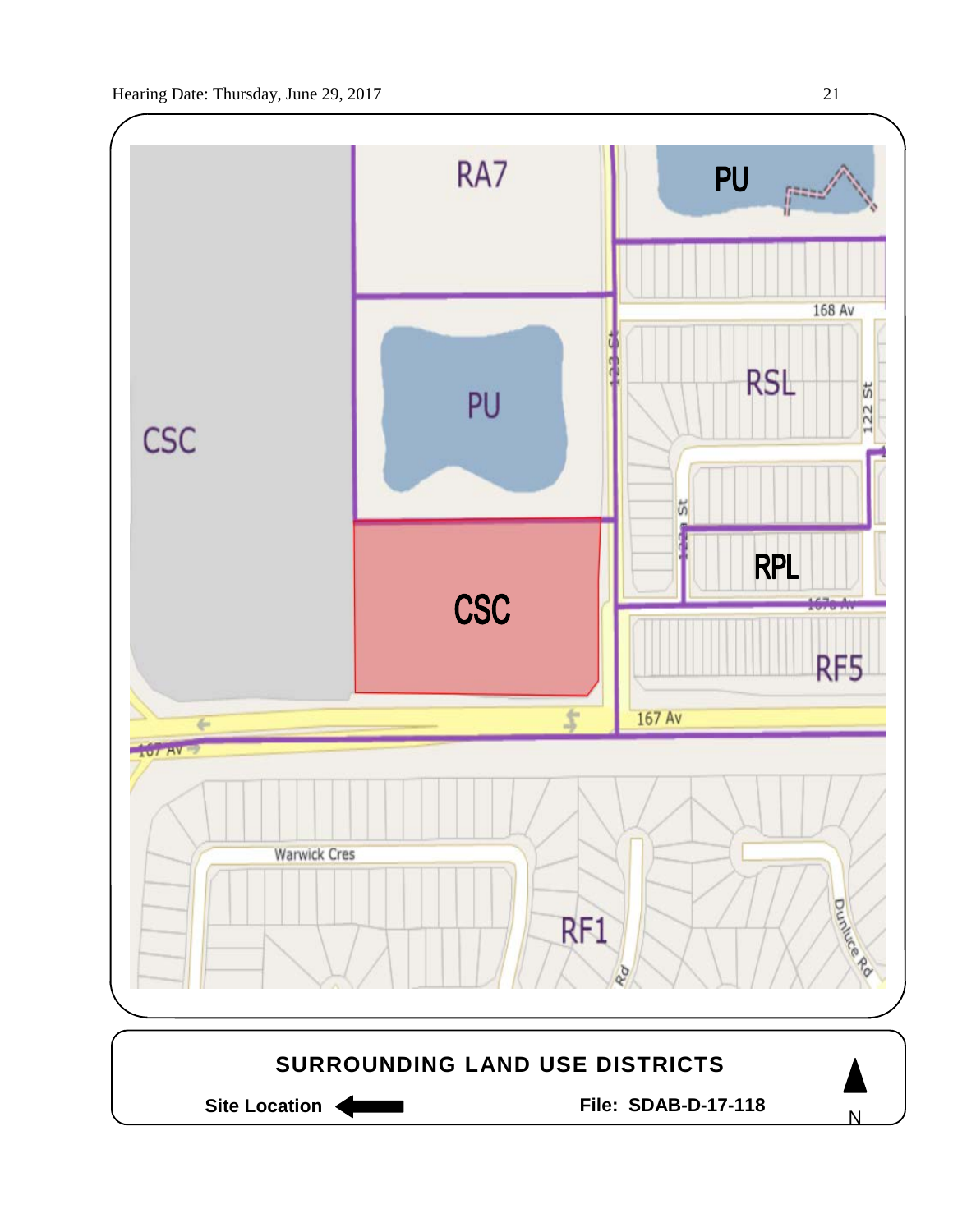CSC

RA7

PU

PU

168 Av

RSL

122 St

123 St

123A St

RPL

167A Av

CSC

RF5

167 Av

167 Av

Warwick Cres

RF1

Rd

Dunluce Rd

**SURROUNDING LAND USE DISTRICTS**

**Site Location** ⬅

**File: SDAB-D-17-118**

N